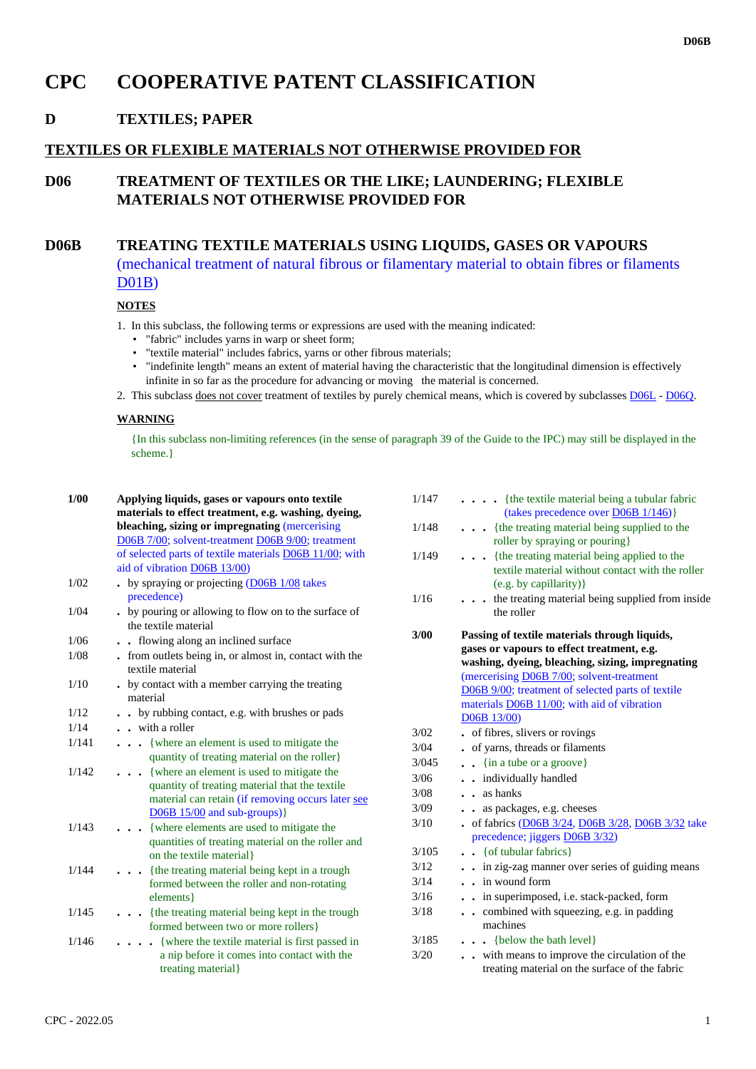# CPC COOPERATIVE PATENT CLASSIFICATION

## D TEXTILES; PAPER

## TEXTILES OR FLEXIBLE MATERIALS NOT OTHERWISE PROVIDED FOR

## D06 TREATMENT OF TEXTILES OR THE LIKE; LAUNDERING; FLEXIBLE MATERIALS NOT OTHERWISE PROVIDED FOR

## D06B TREATING TEXTILE MATERIALS USING LIQUIDS, GASES OR VAPOURS

(mechanical treatment of natural fibrous or filamentary material to obtain fibres or filaments D01B)

**NOTES**

1. In this subclass, the following terms or expressions are used with the meaning indicated:
   - "fabric" includes yarns in warp or sheet form;
   - "textile material" includes fabrics, yarns or other fibrous materials;
   - "indefinite length" means an extent of material having the characteristic that the longitudinal dimension is effectively infinite in so far as the procedure for advancing or moving the material is concerned.
2. This subclass does not cover treatment of textiles by purely chemical means, which is covered by subclasses D06L - D06Q.

**WARNING**

{In this subclass non-limiting references (in the sense of paragraph 39 of the Guide to the IPC) may still be displayed in the scheme.}

| | |
|---|---|
| **1/00** | **Applying liquids, gases or vapours onto textile materials to effect treatment, e.g. washing, dyeing, bleaching, sizing or impregnating** (mercerising D06B 7/00; solvent-treatment D06B 9/00; treatment of selected parts of textile materials D06B 11/00; with aid of vibration D06B 13/00) |
| 1/02 | . by spraying or projecting (D06B 1/08 takes precedence) |
| 1/04 | . by pouring or allowing to flow on to the surface of the textile material |
| 1/06 | . . flowing along an inclined surface |
| 1/08 | . from outlets being in, or almost in, contact with the textile material |
| 1/10 | . by contact with a member carrying the treating material |
| 1/12 | . . by rubbing contact, e.g. with brushes or pads |
| 1/14 | . . with a roller |
| 1/141 | . . . {where an element is used to mitigate the quantity of treating material on the roller} |
| 1/142 | . . . {where an element is used to mitigate the quantity of treating material that the textile material can retain (if removing occurs later see D06B 15/00 and sub-groups)} |
| 1/143 | . . . {where elements are used to mitigate the quantities of treating material on the roller and on the textile material} |
| 1/144 | . . . {the treating material being kept in a trough formed between the roller and non-rotating elements} |
| 1/145 | . . . {the treating material being kept in the trough formed between two or more rollers} |
| 1/146 | . . . . {where the textile material is first passed in a nip before it comes into contact with the treating material} |
| 1/147 | . . . . {the textile material being a tubular fabric (takes precedence over D06B 1/146)} |
| 1/148 | . . . {the treating material being supplied to the roller by spraying or pouring} |
| 1/149 | . . . {the treating material being applied to the textile material without contact with the roller (e.g. by capillarity)} |
| 1/16 | . . . the treating material being supplied from inside the roller |
| **3/00** | **Passing of textile materials through liquids, gases or vapours to effect treatment, e.g. washing, dyeing, bleaching, sizing or impregnating** (mercerising D06B 7/00; solvent-treatment D06B 9/00; treatment of selected parts of textile materials D06B 11/00; with aid of vibration D06B 13/00) |
| 3/02 | . of fibres, slivers or rovings |
| 3/04 | . of yarns, threads or filaments |
| 3/045 | . . {in a tube or a groove} |
| 3/06 | . . individually handled |
| 3/08 | . . as hanks |
| 3/09 | . . as packages, e.g. cheeses |
| 3/10 | . of fabrics (D06B 3/24, D06B 3/28, D06B 3/32 take precedence; jiggers D06B 3/32) |
| 3/105 | . . {of tubular fabrics} |
| 3/12 | . . in zig-zag manner over series of guiding means |
| 3/14 | . . in wound form |
| 3/16 | . . in superimposed, i.e. stack-packed, form |
| 3/18 | . . combined with squeezing, e.g. in padding machines |
| 3/185 | . . . {below the bath level} |
| 3/20 | . . with means to improve the circulation of the treating material on the surface of the fabric |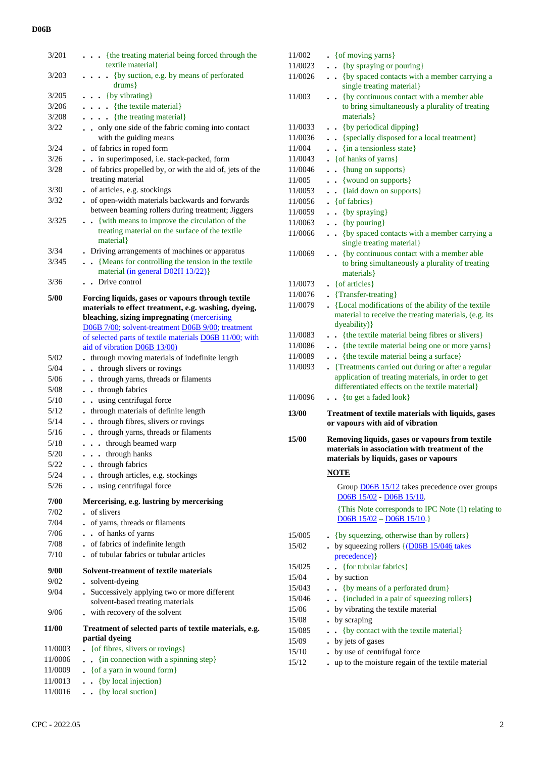| | |
|---|---|
| 3/201 | . . . {the treating material being forced through the textile material} |
| 3/203 | . . . . {by suction, e.g. by means of perforated drums} |
| 3/205 | . . . {by vibrating} |
| 3/206 | . . . . {the textile material} |
| 3/208 | . . . . {the treating material} |
| 3/22 | . . only one side of the fabric coming into contact with the guiding means |
| 3/24 | . of fabrics in roped form |
| 3/26 | . . in superimposed, i.e. stack-packed, form |
| 3/28 | . of fabrics propelled by, or with the aid of, jets of the treating material |
| 3/30 | . of articles, e.g. stockings |
| 3/32 | . of open-width materials backwards and forwards between beaming rollers during treatment; Jiggers |
| 3/325 | . . {with means to improve the circulation of the treating material on the surface of the textile material} |
| 3/34 | . Driving arrangements of machines or apparatus |
| 3/345 | . . {Means for controlling the tension in the textile material (in general D02H 13/22)} |
| 3/36 | . . Drive control |
| **5/00** | **Forcing liquids, gases or vapours through textile materials to effect treatment, e.g. washing, dyeing, bleaching, sizing impregnating** (mercerising D06B 7/00; solvent-treatment D06B 9/00; treatment of selected parts of textile materials D06B 11/00; with aid of vibration D06B 13/00) |
| 5/02 | . through moving materials of indefinite length |
| 5/04 | . . through slivers or rovings |
| 5/06 | . . through yarns, threads or filaments |
| 5/08 | . . through fabrics |
| 5/10 | . . using centrifugal force |
| 5/12 | . through materials of definite length |
| 5/14 | . . through fibres, slivers or rovings |
| 5/16 | . . through yarns, threads or filaments |
| 5/18 | . . . through beamed warp |
| 5/20 | . . . through hanks |
| 5/22 | . . through fabrics |
| 5/24 | . . through articles, e.g. stockings |
| 5/26 | . . using centrifugal force |
| **7/00** | **Mercerising, e.g. lustring by mercerising** |
| 7/02 | . of slivers |
| 7/04 | . of yarns, threads or filaments |
| 7/06 | . . of hanks of yarns |
| 7/08 | . of fabrics of indefinite length |
| 7/10 | . of tubular fabrics or tubular articles |
| **9/00** | **Solvent-treatment of textile materials** |
| 9/02 | . solvent-dyeing |
| 9/04 | . Successively applying two or more different solvent-based treating materials |
| 9/06 | . with recovery of the solvent |
| **11/00** | **Treatment of selected parts of textile materials, e.g. partial dyeing** |
| 11/0003 | . {of fibres, slivers or rovings} |
| 11/0006 | . . {in connection with a spinning step} |
| 11/0009 | . {of a yarn in wound form} |
| 11/0013 | . . {by local injection} |
| 11/0016 | . . {by local suction} |
| 11/002 | . {of moving yarns} |
| 11/0023 | . . {by spraying or pouring} |
| 11/0026 | . . {by spaced contacts with a member carrying a single treating material} |
| 11/003 | . . {by continuous contact with a member able to bring simultaneously a plurality of treating materials} |
| 11/0033 | . . {by periodical dipping} |
| 11/0036 | . . {specially disposed for a local treatment} |
| 11/004 | . . {in a tensionless state} |
| 11/0043 | . {of hanks of yarns} |
| 11/0046 | . . {hung on supports} |
| 11/005 | . . {wound on supports} |
| 11/0053 | . . {laid down on supports} |
| 11/0056 | . {of fabrics} |
| 11/0059 | . . {by spraying} |
| 11/0063 | . . {by pouring} |
| 11/0066 | . . {by spaced contacts with a member carrying a single treating material} |
| 11/0069 | . . {by continuous contact with a member able to bring simultaneously a plurality of treating materials} |
| 11/0073 | . {of articles} |
| 11/0076 | . {Transfer-treating} |
| 11/0079 | . {Local modifications of the ability of the textile material to receive the treating materials, (e.g. its dyeability)} |
| 11/0083 | . . {the textile material being fibres or slivers} |
| 11/0086 | . . {the textile material being one or more yarns} |
| 11/0089 | . . {the textile material being a surface} |
| 11/0093 | . {Treatments carried out during or after a regular application of treating materials, in order to get differentiated effects on the textile material} |
| 11/0096 | . . {to get a faded look} |
| **13/00** | **Treatment of textile materials with liquids, gases or vapours with aid of vibration** |
| **15/00** | **Removing liquids, gases or vapours from textile materials in association with treatment of the materials by liquids, gases or vapours** |

**NOTE**

Group D06B 15/12 takes precedence over groups D06B 15/02 - D06B 15/10.

{This Note corresponds to IPC Note (1) relating to D06B 15/02 – D06B 15/10.}

| | |
|---|---|
| 15/005 | . {by squeezing, otherwise than by rollers} |
| 15/02 | . by squeezing rollers {(D06B 15/046 takes precedence)} |
| 15/025 | . . {for tubular fabrics} |
| 15/04 | . by suction |
| 15/043 | . . {by means of a perforated drum} |
| 15/046 | . . {included in a pair of squeezing rollers} |
| 15/06 | . by vibrating the textile material |
| 15/08 | . by scraping |
| 15/085 | . . {by contact with the textile material} |
| 15/09 | . by jets of gases |
| 15/10 | . by use of centrifugal force |
| 15/12 | . up to the moisture regain of the textile material |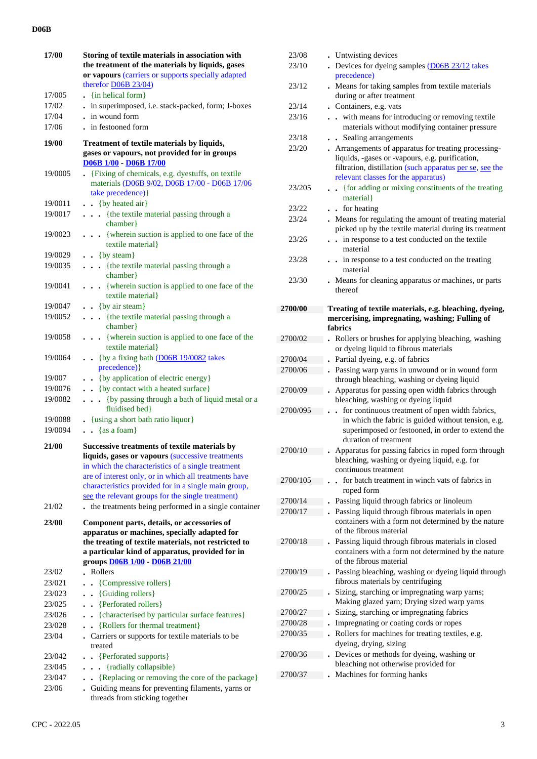| | |
|---|---|
| **17/00** | **Storing of textile materials in association with the treatment of the materials by liquids, gases or vapours** (carriers or supports specially adapted therefor D06B 23/04) |
| 17/005 | . {in helical form} |
| 17/02 | . in superimposed, i.e. stack-packed, form; J-boxes |
| 17/04 | . in wound form |
| 17/06 | . in festooned form |
| **19/00** | **Treatment of textile materials by liquids, gases or vapours, not provided for in groups D06B 1/00 - D06B 17/00** |
| 19/0005 | . {Fixing of chemicals, e.g. dyestuffs, on textile materials (D06B 9/02, D06B 17/00 - D06B 17/06 take precedence)} |
| 19/0011 | . . {by heated air} |
| 19/0017 | . . . {the textile material passing through a chamber} |
| 19/0023 | . . . {wherein suction is applied to one face of the textile material} |
| 19/0029 | . . {by steam} |
| 19/0035 | . . . {the textile material passing through a chamber} |
| 19/0041 | . . . {wherein suction is applied to one face of the textile material} |
| 19/0047 | . . {by air steam} |
| 19/0052 | . . . {the textile material passing through a chamber} |
| 19/0058 | . . . {wherein suction is applied to one face of the textile material} |
| 19/0064 | . . {by a fixing bath (D06B 19/0082 takes precedence)} |
| 19/007 | . . {by application of electric energy} |
| 19/0076 | . . {by contact with a heated surface} |
| 19/0082 | . . . {by passing through a bath of liquid metal or a fluidised bed} |
| 19/0088 | . {using a short bath ratio liquor} |
| 19/0094 | . . {as a foam} |
| **21/00** | **Successive treatments of textile materials by liquids, gases or vapours** (successive treatments in which the characteristics of a single treatment are of interest only, or in which all treatments have characteristics provided for in a single main group, see the relevant groups for the single treatment) |
| 21/02 | . the treatments being performed in a single container |
| **23/00** | **Component parts, details, or accessories of apparatus or machines, specially adapted for the treating of textile materials, not restricted to a particular kind of apparatus, provided for in groups D06B 1/00 - D06B 21/00** |
| 23/02 | . Rollers |
| 23/021 | . . {Compressive rollers} |
| 23/023 | . . {Guiding rollers} |
| 23/025 | . . {Perforated rollers} |
| 23/026 | . . {characterised by particular surface features} |
| 23/028 | . . {Rollers for thermal treatment} |
| 23/04 | . Carriers or supports for textile materials to be treated |
| 23/042 | . . {Perforated supports} |
| 23/045 | . . . {radially collapsible} |
| 23/047 | . . {Replacing or removing the core of the package} |
| 23/06 | . Guiding means for preventing filaments, yarns or threads from sticking together |
| 23/08 | . Untwisting devices |
| 23/10 | . Devices for dyeing samples (D06B 23/12 takes precedence) |
| 23/12 | . Means for taking samples from textile materials during or after treatment |
| 23/14 | . Containers, e.g. vats |
| 23/16 | . . with means for introducing or removing textile materials without modifying container pressure |
| 23/18 | . . Sealing arrangements |
| 23/20 | . Arrangements of apparatus for treating processing-liquids, -gases or -vapours, e.g. purification, filtration, distillation (such apparatus per se, see the relevant classes for the apparatus) |
| 23/205 | . . {for adding or mixing constituents of the treating material} |
| 23/22 | . . for heating |
| 23/24 | . Means for regulating the amount of treating material picked up by the textile material during its treatment |
| 23/26 | . . in response to a test conducted on the textile material |
| 23/28 | . . in response to a test conducted on the treating material |
| 23/30 | . Means for cleaning apparatus or machines, or parts thereof |
| **2700/00** | **Treating of textile materials, e.g. bleaching, dyeing, mercerising, impregnating, washing; Fulling of fabrics** |
| 2700/02 | . Rollers or brushes for applying bleaching, washing or dyeing liquid to fibrous materials |
| 2700/04 | . Partial dyeing, e.g. of fabrics |
| 2700/06 | . Passing warp yarns in unwound or in wound form through bleaching, washing or dyeing liquid |
| 2700/09 | . Apparatus for passing open width fabrics through bleaching, washing or dyeing liquid |
| 2700/095 | . . for continuous treatment of open width fabrics, in which the fabric is guided without tension, e.g. superimposed or festooned, in order to extend the duration of treatment |
| 2700/10 | . Apparatus for passing fabrics in roped form through bleaching, washing or dyeing liquid, e.g. for continuous treatment |
| 2700/105 | . . for batch treatment in winch vats of fabrics in roped form |
| 2700/14 | . Passing liquid through fabrics or linoleum |
| 2700/17 | . Passing liquid through fibrous materials in open containers with a form not determined by the nature of the fibrous material |
| 2700/18 | . Passing liquid through fibrous materials in closed containers with a form not determined by the nature of the fibrous material |
| 2700/19 | . Passing bleaching, washing or dyeing liquid through fibrous materials by centrifuging |
| 2700/25 | . Sizing, starching or impregnating warp yarns; Making glazed yarn; Drying sized warp yarns |
| 2700/27 | . Sizing, starching or impregnating fabrics |
| 2700/28 | . Impregnating or coating cords or ropes |
| 2700/35 | . Rollers for machines for treating textiles, e.g. dyeing, drying, sizing |
| 2700/36 | . Devices or methods for dyeing, washing or bleaching not otherwise provided for |
| 2700/37 | . Machines for forming hanks |